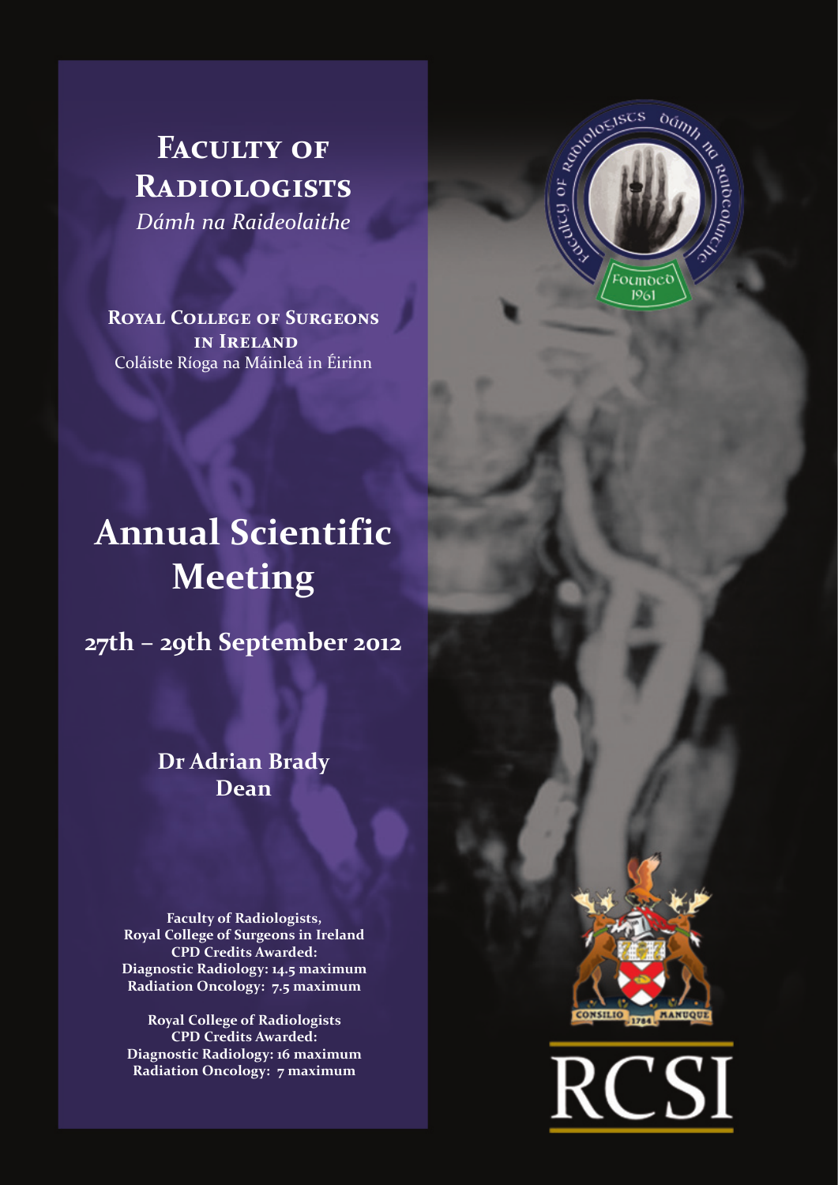# Faculty of Radiologists

*Dámh na Raideolaithe*

**Royal College of Surgeons in Ireland**

Coláiste Ríoga na Máinleá in Éirinn

# Annual Scientific Meeting

## 27th – 29th September 2012

**Dr Adrian Brady**
**Dean**

**Faculty of Radiologists,**
**Royal College of Surgeons in Ireland**
**CPD Credits Awarded:**
**Diagnostic Radiology: 14.5 maximum**
**Radiation Oncology: 7.5 maximum**

**Royal College of Radiologists**
**CPD Credits Awarded:**
**Diagnostic Radiology: 16 maximum**
**Radiation Oncology: 7 maximum**

Faculty of Radiologists Dámh na Raideolaithe Founded 1961

CONSILIO 1784 MANUQUE

RCSI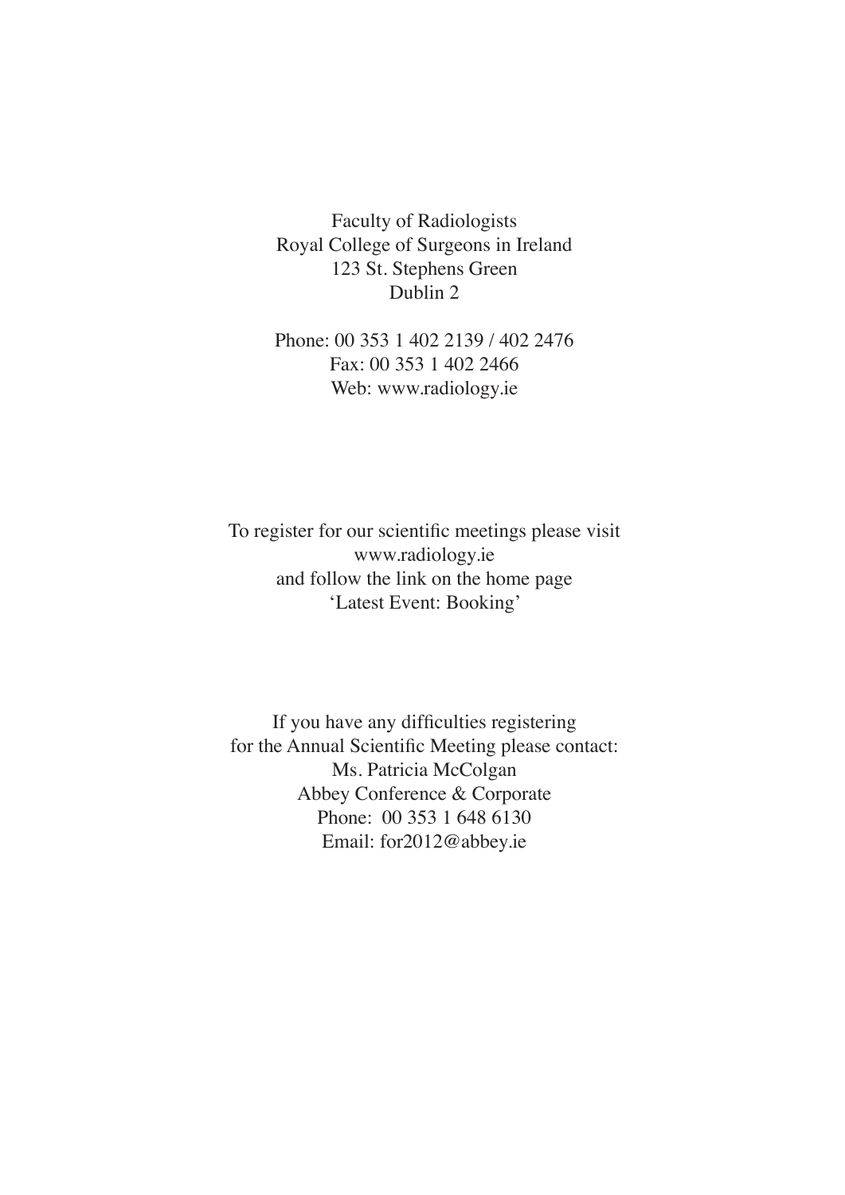Faculty of Radiologists
Royal College of Surgeons in Ireland
123 St. Stephens Green
Dublin 2

Phone: 00 353 1 402 2139 / 402 2476
Fax: 00 353 1 402 2466
Web: www.radiology.ie

To register for our scientific meetings please visit
www.radiology.ie
and follow the link on the home page
'Latest Event: Booking'

If you have any difficulties registering
for the Annual Scientific Meeting please contact:
Ms. Patricia McColgan
Abbey Conference & Corporate
Phone: 00 353 1 648 6130
Email: for2012@abbey.ie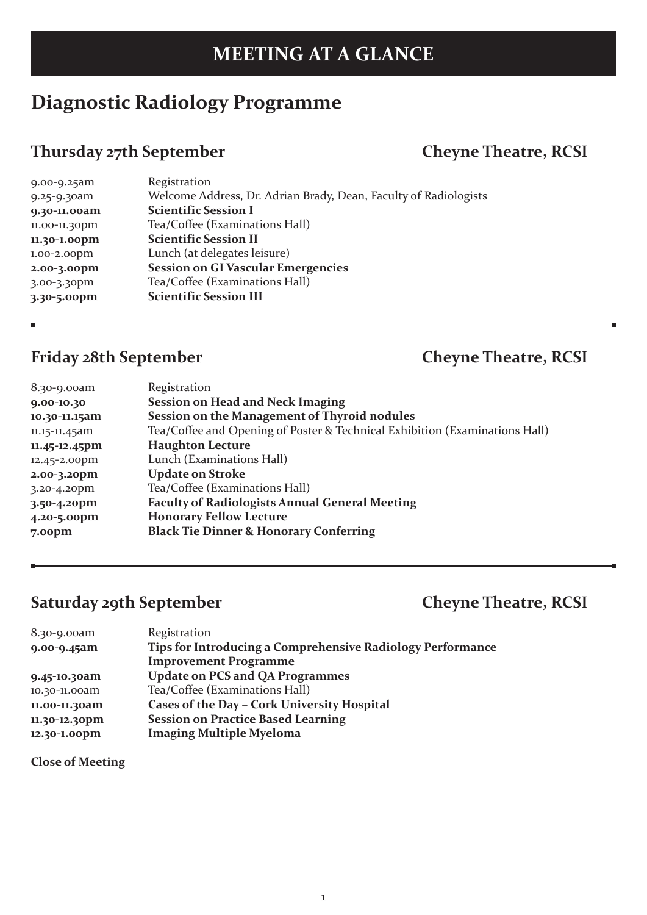# MEETING AT A GLANCE

## Diagnostic Radiology Programme

### Thursday 27th September — Cheyne Theatre, RCSI

| | |
|---|---|
| 9.00-9.25am | Registration |
| 9.25-9.30am | Welcome Address, Dr. Adrian Brady, Dean, Faculty of Radiologists |
| **9.30-11.00am** | **Scientific Session I** |
| 11.00-11.30pm | Tea/Coffee (Examinations Hall) |
| **11.30-1.00pm** | **Scientific Session II** |
| 1.00-2.00pm | Lunch (at delegates leisure) |
| **2.00-3.00pm** | **Session on GI Vascular Emergencies** |
| 3.00-3.30pm | Tea/Coffee (Examinations Hall) |
| **3.30-5.00pm** | **Scientific Session III** |

### Friday 28th September — Cheyne Theatre, RCSI

| | |
|---|---|
| 8.30-9.00am | Registration |
| **9.00-10.30** | **Session on Head and Neck Imaging** |
| **10.30-11.15am** | **Session on the Management of Thyroid nodules** |
| 11.15-11.45am | Tea/Coffee and Opening of Poster & Technical Exhibition (Examinations Hall) |
| **11.45-12.45pm** | **Haughton Lecture** |
| 12.45-2.00pm | Lunch (Examinations Hall) |
| **2.00-3.20pm** | **Update on Stroke** |
| 3.20-4.20pm | Tea/Coffee (Examinations Hall) |
| **3.50-4.20pm** | **Faculty of Radiologists Annual General Meeting** |
| **4.20-5.00pm** | **Honorary Fellow Lecture** |
| **7.00pm** | **Black Tie Dinner & Honorary Conferring** |

### Saturday 29th September — Cheyne Theatre, RCSI

| | |
|---|---|
| 8.30-9.00am | Registration |
| **9.00-9.45am** | **Tips for Introducing a Comprehensive Radiology Performance Improvement Programme** |
| **9.45-10.30am** | **Update on PCS and QA Programmes** |
| 10.30-11.00am | Tea/Coffee (Examinations Hall) |
| **11.00-11.30am** | **Cases of the Day – Cork University Hospital** |
| **11.30-12.30pm** | **Session on Practice Based Learning** |
| **12.30-1.00pm** | **Imaging Multiple Myeloma** |

**Close of Meeting**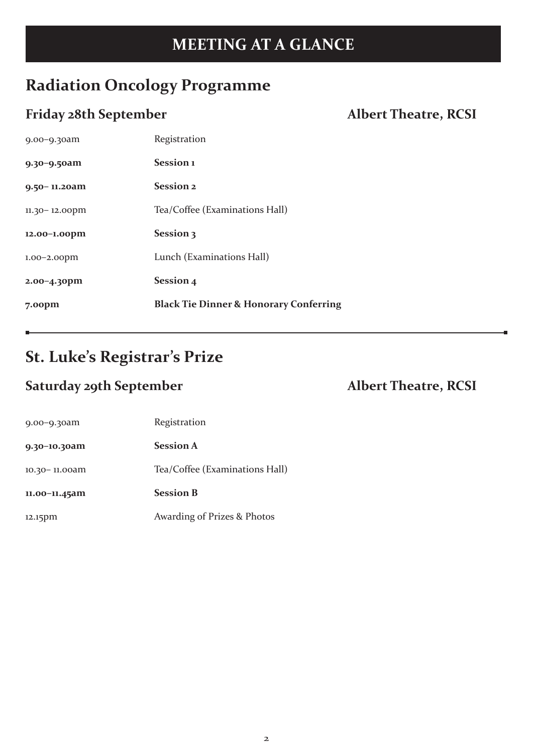# MEETING AT A GLANCE

## Radiation Oncology Programme

### Friday 28th September — Albert Theatre, RCSI

| | |
|---|---|
| 9.00–9.30am | Registration |
| **9.30–9.50am** | **Session 1** |
| **9.50– 11.20am** | **Session 2** |
| 11.30– 12.00pm | Tea/Coffee (Examinations Hall) |
| **12.00–1.00pm** | **Session 3** |
| 1.00–2.00pm | Lunch (Examinations Hall) |
| **2.00–4.30pm** | **Session 4** |
| **7.00pm** | **Black Tie Dinner & Honorary Conferring** |

---

## St. Luke's Registrar's Prize

### Saturday 29th September — Albert Theatre, RCSI

| | |
|---|---|
| 9.00–9.30am | Registration |
| **9.30–10.30am** | **Session A** |
| 10.30– 11.00am | Tea/Coffee (Examinations Hall) |
| **11.00–11.45am** | **Session B** |
| 12.15pm | Awarding of Prizes & Photos |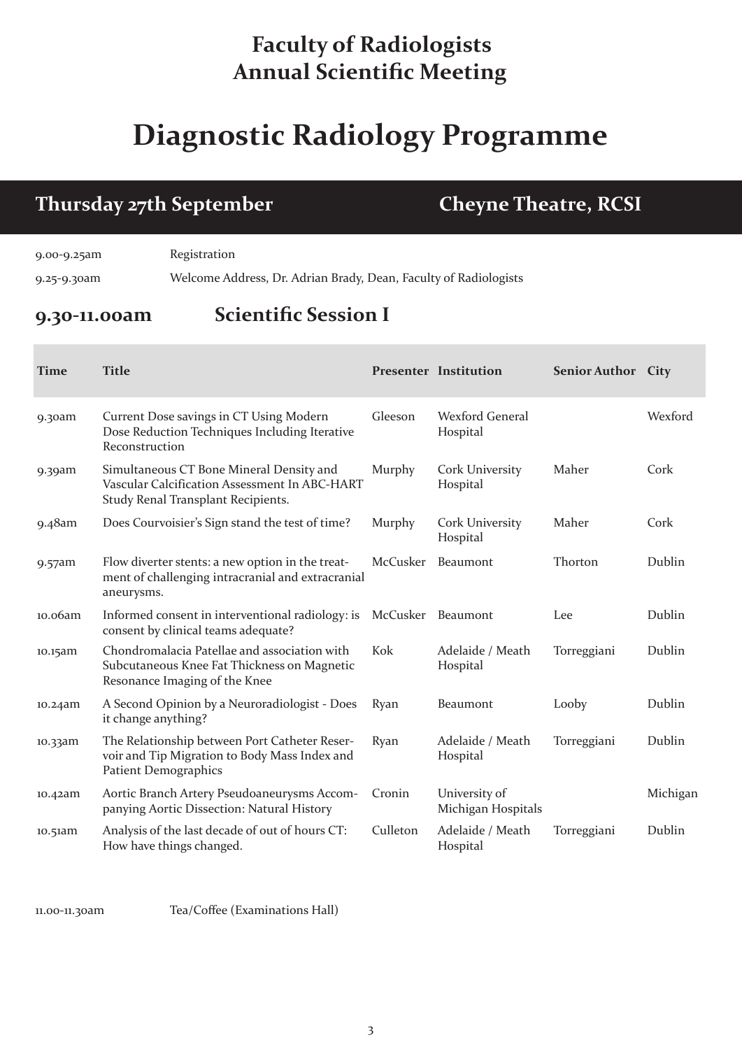# Faculty of Radiologists
# Annual Scientific Meeting

# Diagnostic Radiology Programme

## Thursday 27th September — Cheyne Theatre, RCSI

9.00-9.25am Registration

9.25-9.30am Welcome Address, Dr. Adrian Brady, Dean, Faculty of Radiologists

### 9.30-11.00am Scientific Session I

| Time | Title | Presenter | Institution | Senior Author | City |
|---|---|---|---|---|---|
| 9.30am | Current Dose savings in CT Using Modern Dose Reduction Techniques Including Iterative Reconstruction | Gleeson | Wexford General Hospital | | Wexford |
| 9.39am | Simultaneous CT Bone Mineral Density and Vascular Calcification Assessment In ABC-HART Study Renal Transplant Recipients. | Murphy | Cork University Hospital | Maher | Cork |
| 9.48am | Does Courvoisier's Sign stand the test of time? | Murphy | Cork University Hospital | Maher | Cork |
| 9.57am | Flow diverter stents: a new option in the treatment of challenging intracranial and extracranial aneurysms. | McCusker | Beaumont | Thorton | Dublin |
| 10.06am | Informed consent in interventional radiology: is consent by clinical teams adequate? | McCusker | Beaumont | Lee | Dublin |
| 10.15am | Chondromalacia Patellae and association with Subcutaneous Knee Fat Thickness on Magnetic Resonance Imaging of the Knee | Kok | Adelaide / Meath Hospital | Torreggiani | Dublin |
| 10.24am | A Second Opinion by a Neuroradiologist - Does it change anything? | Ryan | Beaumont | Looby | Dublin |
| 10.33am | The Relationship between Port Catheter Reservoir and Tip Migration to Body Mass Index and Patient Demographics | Ryan | Adelaide / Meath Hospital | Torreggiani | Dublin |
| 10.42am | Aortic Branch Artery Pseudoaneurysms Accompanying Aortic Dissection: Natural History | Cronin | University of Michigan Hospitals | | Michigan |
| 10.51am | Analysis of the last decade of out of hours CT: How have things changed. | Culleton | Adelaide / Meath Hospital | Torreggiani | Dublin |

11.00-11.30am Tea/Coffee (Examinations Hall)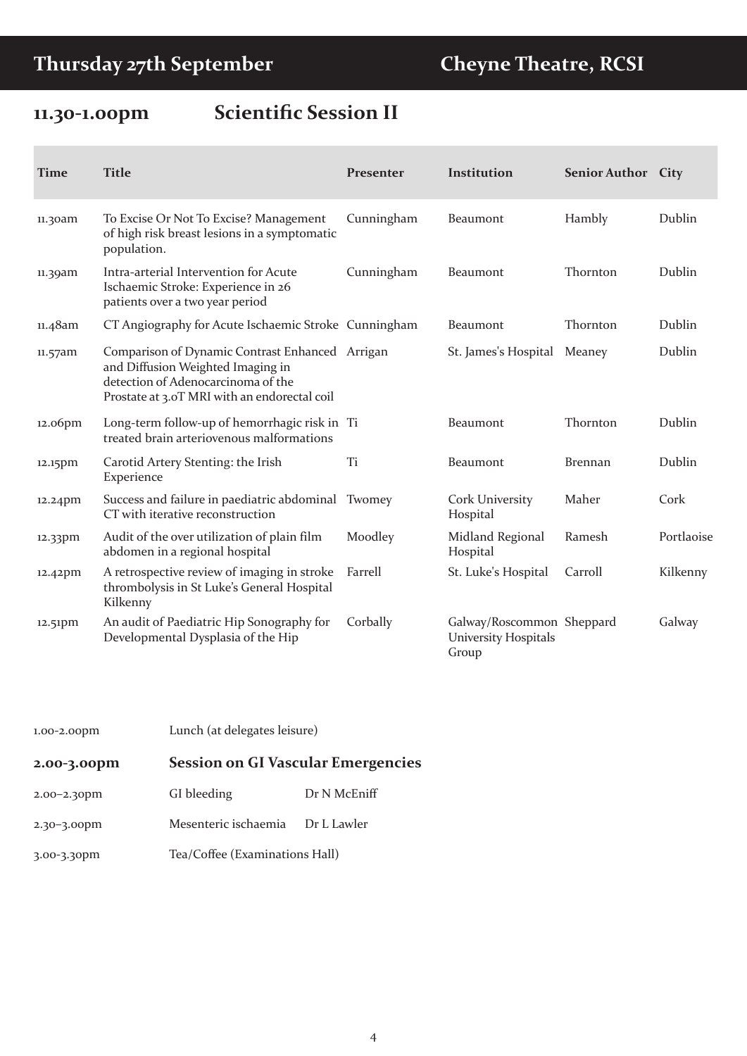## Thursday 27th September — Cheyne Theatre, RCSI

### 11.30-1.00pm Scientific Session II

| Time | Title | Presenter | Institution | Senior Author | City |
|---|---|---|---|---|---|
| 11.30am | To Excise Or Not To Excise? Management of high risk breast lesions in a symptomatic population. | Cunningham | Beaumont | Hambly | Dublin |
| 11.39am | Intra-arterial Intervention for Acute Ischaemic Stroke: Experience in 26 patients over a two year period | Cunningham | Beaumont | Thornton | Dublin |
| 11.48am | CT Angiography for Acute Ischaemic Stroke | Cunningham | Beaumont | Thornton | Dublin |
| 11.57am | Comparison of Dynamic Contrast Enhanced and Diffusion Weighted Imaging in detection of Adenocarcinoma of the Prostate at 3.0T MRI with an endorectal coil | Arrigan | St. James's Hospital | Meaney | Dublin |
| 12.06pm | Long-term follow-up of hemorrhagic risk in treated brain arteriovenous malformations | Ti | Beaumont | Thornton | Dublin |
| 12.15pm | Carotid Artery Stenting: the Irish Experience | Ti | Beaumont | Brennan | Dublin |
| 12.24pm | Success and failure in paediatric abdominal CT with iterative reconstruction | Twomey | Cork University Hospital | Maher | Cork |
| 12.33pm | Audit of the over utilization of plain film abdomen in a regional hospital | Moodley | Midland Regional Hospital | Ramesh | Portlaoise |
| 12.42pm | A retrospective review of imaging in stroke thrombolysis in St Luke's General Hospital Kilkenny | Farrell | St. Luke's Hospital | Carroll | Kilkenny |
| 12.51pm | An audit of Paediatric Hip Sonography for Developmental Dysplasia of the Hip | Corbally | Galway/Roscommon University Hospitals Group | Sheppard | Galway |

1.00-2.00pm Lunch (at delegates leisure)

### 2.00-3.00pm Session on GI Vascular Emergencies

2.00–2.30pm GI bleeding Dr N McEniff

2.30–3.00pm Mesenteric ischaemia Dr L Lawler

3.00-3.30pm Tea/Coffee (Examinations Hall)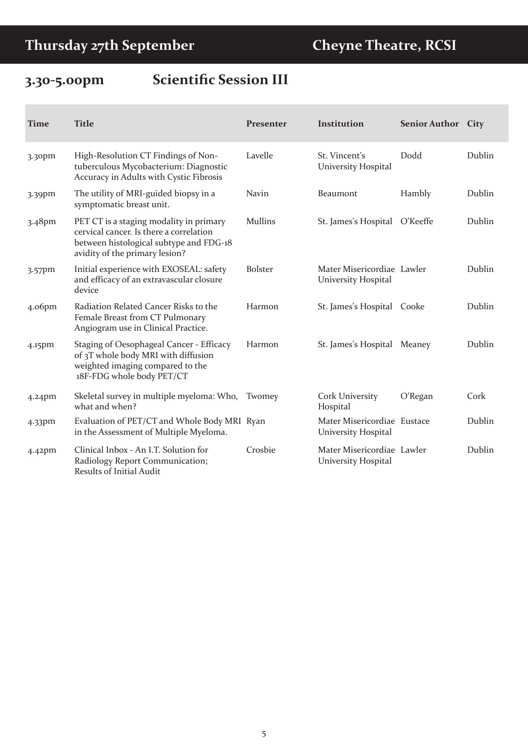## Thursday 27th September — Cheyne Theatre, RCSI

### 3.30-5.00pm Scientific Session III

| Time | Title | Presenter | Institution | Senior Author | City |
|---|---|---|---|---|---|
| 3.30pm | High-Resolution CT Findings of Non-tuberculous Mycobacterium: Diagnostic Accuracy in Adults with Cystic Fibrosis | Lavelle | St. Vincent's University Hospital | Dodd | Dublin |
| 3.39pm | The utility of MRI-guided biopsy in a symptomatic breast unit. | Navin | Beaumont | Hambly | Dublin |
| 3.48pm | PET CT is a staging modality in primary cervical cancer. Is there a correlation between histological subtype and FDG-18 avidity of the primary lesion? | Mullins | St. James's Hospital | O'Keeffe | Dublin |
| 3.57pm | Initial experience with EXOSEAL: safety and efficacy of an extravascular closure device | Bolster | Mater Misericordiae University Hospital | Lawler | Dublin |
| 4.06pm | Radiation Related Cancer Risks to the Female Breast from CT Pulmonary Angiogram use in Clinical Practice. | Harmon | St. James's Hospital | Cooke | Dublin |
| 4.15pm | Staging of Oesophageal Cancer - Efficacy of 3T whole body MRI with diffusion weighted imaging compared to the 18F-FDG whole body PET/CT | Harmon | St. James's Hospital | Meaney | Dublin |
| 4.24pm | Skeletal survey in multiple myeloma: Who, what and when? | Twomey | Cork University Hospital | O'Regan | Cork |
| 4.33pm | Evaluation of PET/CT and Whole Body MRI in the Assessment of Multiple Myeloma. | Ryan | Mater Misericordiae University Hospital | Eustace | Dublin |
| 4.42pm | Clinical Inbox - An I.T. Solution for Radiology Report Communication; Results of Initial Audit | Crosbie | Mater Misericordiae University Hospital | Lawler | Dublin |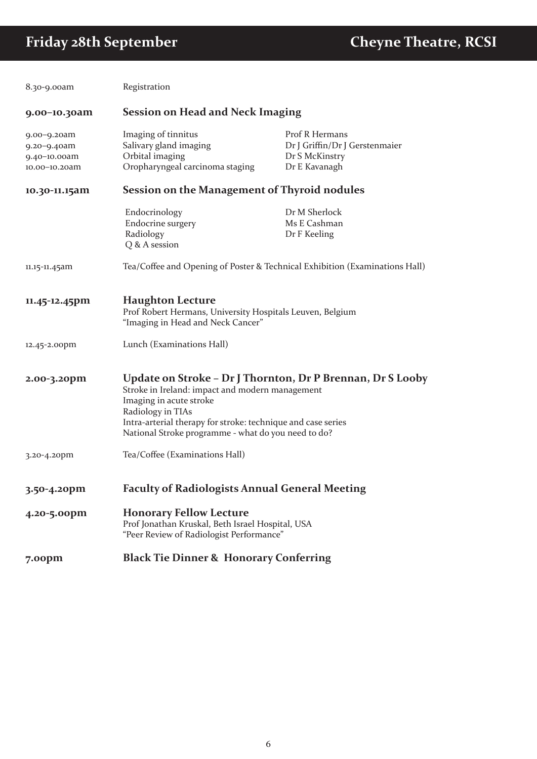# Friday 28th September — Cheyne Theatre, RCSI

8.30-9.00am — Registration

**9.00–10.30am — Session on Head and Neck Imaging**

| Time | Topic | Speaker |
|---|---|---|
| 9.00–9.20am | Imaging of tinnitus | Prof R Hermans |
| 9.20–9.40am | Salivary gland imaging | Dr J Griffin/Dr J Gerstenmaier |
| 9.40–10.00am | Orbital imaging | Dr S McKinstry |
| 10.00–10.20am | Oropharyngeal carcinoma staging | Dr E Kavanagh |

**10.30-11.15am — Session on the Management of Thyroid nodules**

| Topic | Speaker |
|---|---|
| Endocrinology | Dr M Sherlock |
| Endocrine surgery | Ms E Cashman |
| Radiology | Dr F Keeling |
| Q & A session | |

11.15-11.45am — Tea/Coffee and Opening of Poster & Technical Exhibition (Examinations Hall)

**11.45-12.45pm — Haughton Lecture**
Prof Robert Hermans, University Hospitals Leuven, Belgium
"Imaging in Head and Neck Cancer"

12.45-2.00pm — Lunch (Examinations Hall)

**2.00-3.20pm — Update on Stroke – Dr J Thornton, Dr P Brennan, Dr S Looby**
Stroke in Ireland: impact and modern management
Imaging in acute stroke
Radiology in TIAs
Intra-arterial therapy for stroke: technique and case series
National Stroke programme - what do you need to do?

3.20-4.20pm — Tea/Coffee (Examinations Hall)

**3.50-4.20pm — Faculty of Radiologists Annual General Meeting**

**4.20-5.00pm — Honorary Fellow Lecture**
Prof Jonathan Kruskal, Beth Israel Hospital, USA
"Peer Review of Radiologist Performance"

**7.00pm — Black Tie Dinner & Honorary Conferring**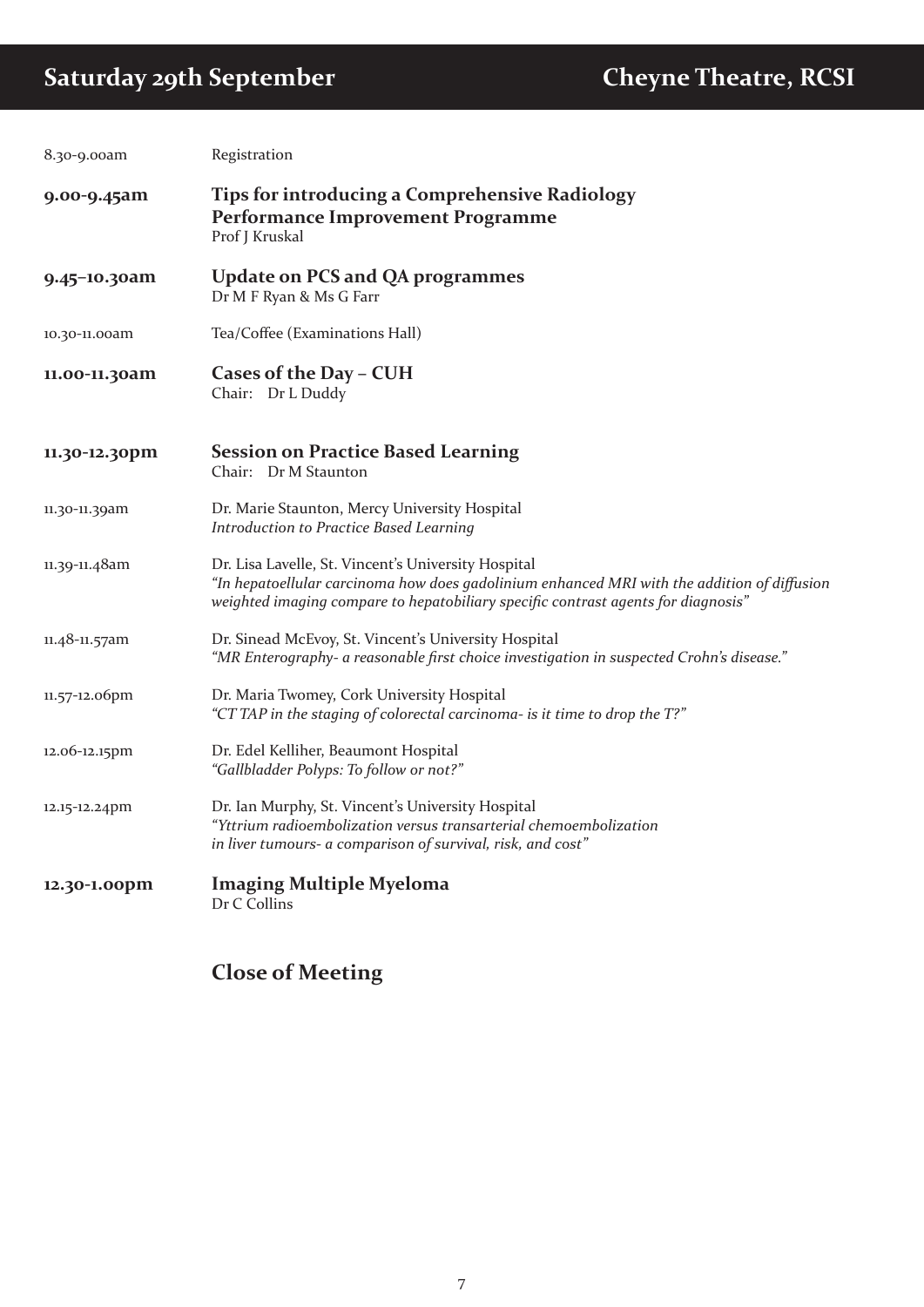## Saturday 29th September — Cheyne Theatre, RCSI

8.30-9.00am Registration

**9.00-9.45am** **Tips for introducing a Comprehensive Radiology Performance Improvement Programme**
Prof J Kruskal

**9.45–10.30am** **Update on PCS and QA programmes**
Dr M F Ryan & Ms G Farr

10.30-11.00am Tea/Coffee (Examinations Hall)

**11.00-11.30am** **Cases of the Day – CUH**
Chair: Dr L Duddy

**11.30-12.30pm** **Session on Practice Based Learning**
Chair: Dr M Staunton

11.30-11.39am Dr. Marie Staunton, Mercy University Hospital
*Introduction to Practice Based Learning*

11.39-11.48am Dr. Lisa Lavelle, St. Vincent's University Hospital
*"In hepatoellular carcinoma how does gadolinium enhanced MRI with the addition of diffusion weighted imaging compare to hepatobiliary specific contrast agents for diagnosis"*

11.48-11.57am Dr. Sinead McEvoy, St. Vincent's University Hospital
*"MR Enterography- a reasonable first choice investigation in suspected Crohn's disease."*

11.57-12.06pm Dr. Maria Twomey, Cork University Hospital
*"CT TAP in the staging of colorectal carcinoma- is it time to drop the T?"*

12.06-12.15pm Dr. Edel Kelliher, Beaumont Hospital
*"Gallbladder Polyps: To follow or not?"*

12.15-12.24pm Dr. Ian Murphy, St. Vincent's University Hospital
*"Yttrium radioembolization versus transarterial chemoembolization in liver tumours- a comparison of survival, risk, and cost"*

**12.30-1.00pm** **Imaging Multiple Myeloma**
Dr C Collins

### Close of Meeting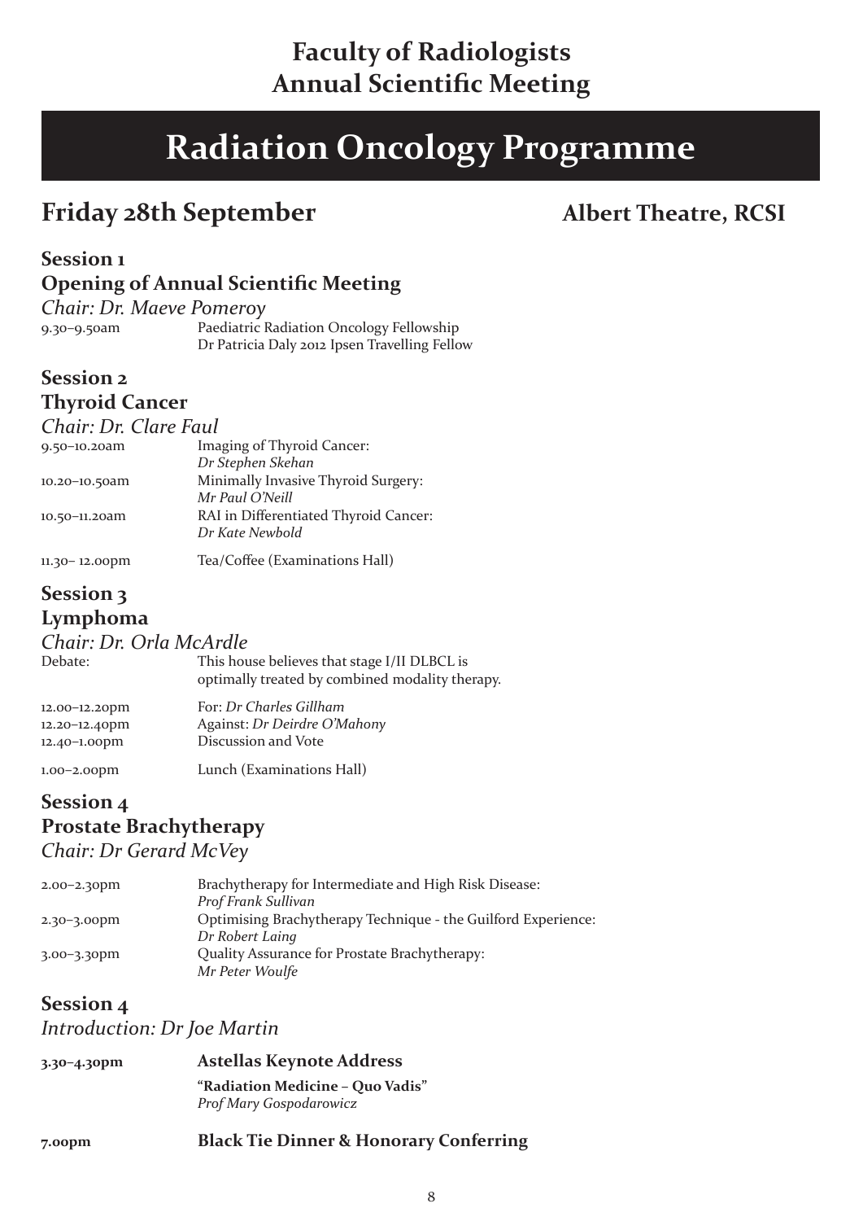## Faculty of Radiologists
## Annual Scientific Meeting

# Radiation Oncology Programme

## Friday 28th September — Albert Theatre, RCSI

### Session 1
### Opening of Annual Scientific Meeting

*Chair: Dr. Maeve Pomeroy*

| | |
|---|---|
| 9.30–9.50am | Paediatric Radiation Oncology Fellowship<br>Dr Patricia Daly 2012 Ipsen Travelling Fellow |

### Session 2
### Thyroid Cancer

*Chair: Dr. Clare Faul*

| | |
|---|---|
| 9.50–10.20am | Imaging of Thyroid Cancer:<br>*Dr Stephen Skehan* |
| 10.20–10.50am | Minimally Invasive Thyroid Surgery:<br>*Mr Paul O'Neill* |
| 10.50–11.20am | RAI in Differentiated Thyroid Cancer:<br>*Dr Kate Newbold* |
| 11.30– 12.00pm | Tea/Coffee (Examinations Hall) |

### Session 3
### Lymphoma

*Chair: Dr. Orla McArdle*

| | |
|---|---|
| Debate: | This house believes that stage I/II DLBCL is optimally treated by combined modality therapy. |
| 12.00–12.20pm | For: *Dr Charles Gillham* |
| 12.20–12.40pm | Against: *Dr Deirdre O'Mahony* |
| 12.40–1.00pm | Discussion and Vote |
| 1.00–2.00pm | Lunch (Examinations Hall) |

### Session 4
### Prostate Brachytherapy

*Chair: Dr Gerard McVey*

| | |
|---|---|
| 2.00–2.30pm | Brachytherapy for Intermediate and High Risk Disease:<br>*Prof Frank Sullivan* |
| 2.30–3.00pm | Optimising Brachytherapy Technique - the Guilford Experience:<br>*Dr Robert Laing* |
| 3.00–3.30pm | Quality Assurance for Prostate Brachytherapy:<br>*Mr Peter Woulfe* |

### Session 4

*Introduction: Dr Joe Martin*

| | |
|---|---|
| **3.30–4.30pm** | **Astellas Keynote Address**<br>**"Radiation Medicine – Quo Vadis"**<br>*Prof Mary Gospodarowicz* |
| **7.00pm** | **Black Tie Dinner & Honorary Conferring** |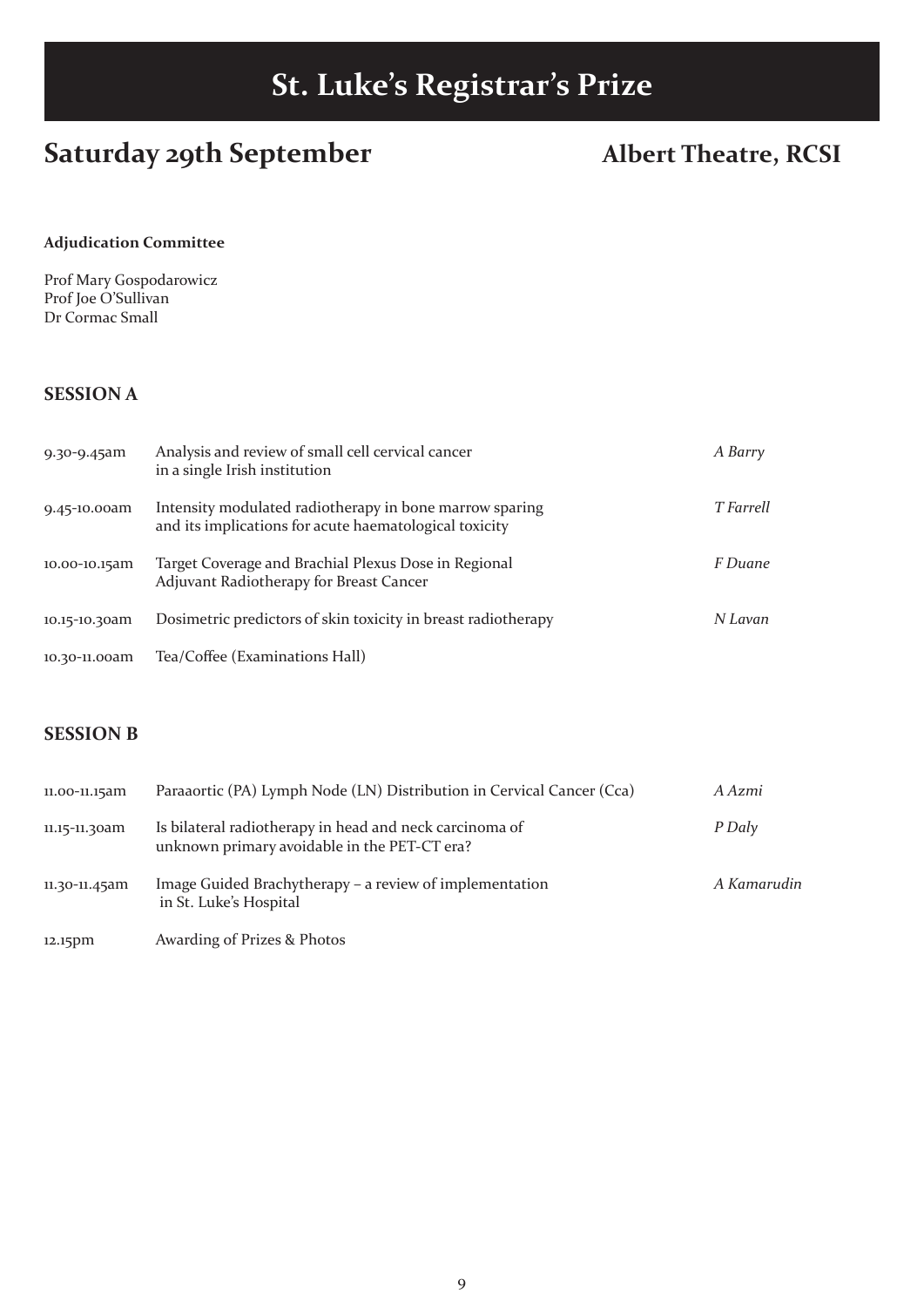# St. Luke's Registrar's Prize

## Saturday 29th September — Albert Theatre, RCSI

**Adjudication Committee**

Prof Mary Gospodarowicz
Prof Joe O'Sullivan
Dr Cormac Small

### SESSION A

| | | |
|---|---|---|
| 9.30-9.45am | Analysis and review of small cell cervical cancer in a single Irish institution | *A Barry* |
| 9.45-10.00am | Intensity modulated radiotherapy in bone marrow sparing and its implications for acute haematological toxicity | *T Farrell* |
| 10.00-10.15am | Target Coverage and Brachial Plexus Dose in Regional Adjuvant Radiotherapy for Breast Cancer | *F Duane* |
| 10.15-10.30am | Dosimetric predictors of skin toxicity in breast radiotherapy | *N Lavan* |
| 10.30-11.00am | Tea/Coffee (Examinations Hall) | |

### SESSION B

| | | |
|---|---|---|
| 11.00-11.15am | Paraaortic (PA) Lymph Node (LN) Distribution in Cervical Cancer (Cca) | *A Azmi* |
| 11.15-11.30am | Is bilateral radiotherapy in head and neck carcinoma of unknown primary avoidable in the PET-CT era? | *P Daly* |
| 11.30-11.45am | Image Guided Brachytherapy – a review of implementation in St. Luke's Hospital | *A Kamarudin* |
| 12.15pm | Awarding of Prizes & Photos | |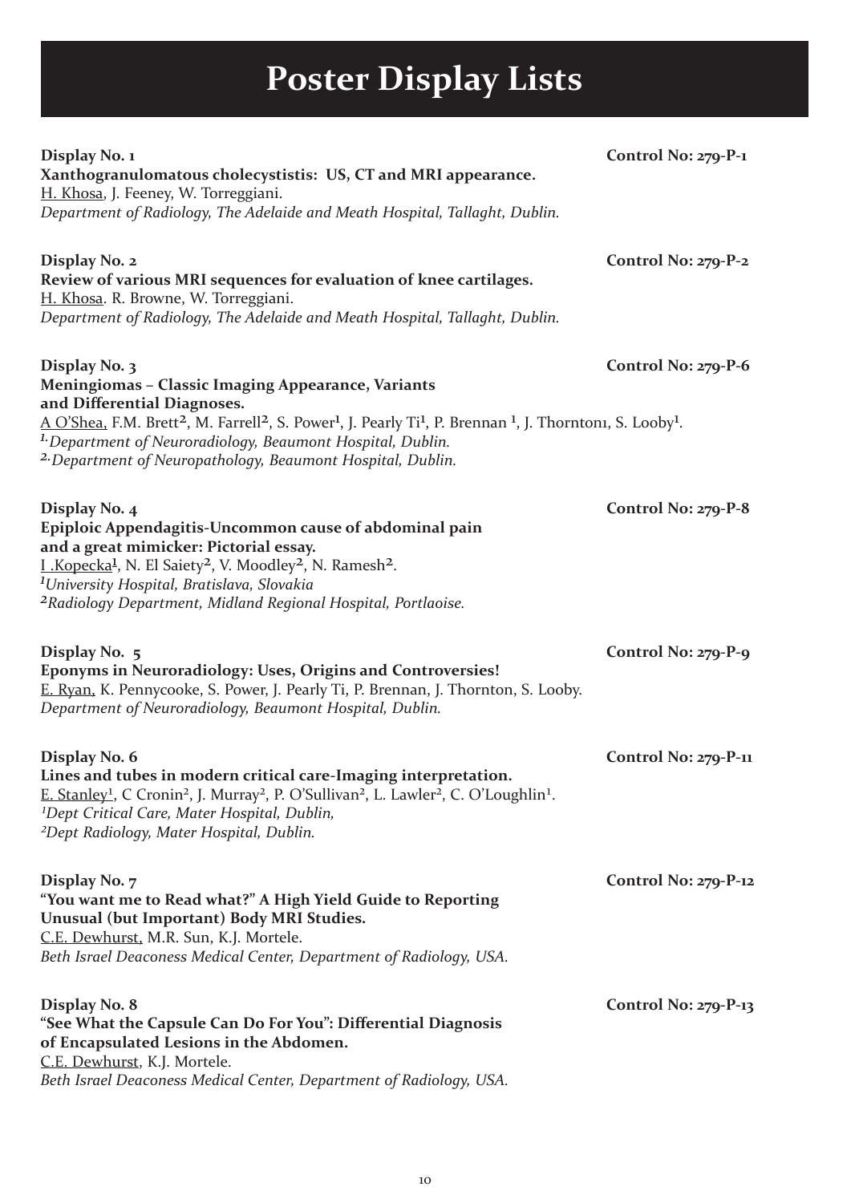# Poster Display Lists

**Display No. 1** **Control No: 279-P-1**
**Xanthogranulomatous cholecystistis: US, CT and MRI appearance.**
H. Khosa, J. Feeney, W. Torreggiani.
*Department of Radiology, The Adelaide and Meath Hospital, Tallaght, Dublin.*

**Display No. 2** **Control No: 279-P-2**
**Review of various MRI sequences for evaluation of knee cartilages.**
H. Khosa. R. Browne, W. Torreggiani.
*Department of Radiology, The Adelaide and Meath Hospital, Tallaght, Dublin.*

**Display No. 3** **Control No: 279-P-6**
**Meningiomas – Classic Imaging Appearance, Variants and Differential Diagnoses.**
A O'Shea, F.M. Brett[2], M. Farrell[2], S. Power[1], J. Pearly Ti[1], P. Brennan [1], J. Thornton1, S. Looby[1].
[1.] *Department of Neuroradiology, Beaumont Hospital, Dublin.*
[2.] *Department of Neuropathology, Beaumont Hospital, Dublin.*

**Display No. 4** **Control No: 279-P-8**
**Epiploic Appendagitis-Uncommon cause of abdominal pain and a great mimicker: Pictorial essay.**
I .Kopecka[1], N. El Saiety[2], V. Moodley[2], N. Ramesh[2].
[1] *University Hospital, Bratislava, Slovakia*
[2] *Radiology Department, Midland Regional Hospital, Portlaoise.*

**Display No. 5** **Control No: 279-P-9**
**Eponyms in Neuroradiology: Uses, Origins and Controversies!**
E. Ryan, K. Pennycooke, S. Power, J. Pearly Ti, P. Brennan, J. Thornton, S. Looby.
*Department of Neuroradiology, Beaumont Hospital, Dublin.*

**Display No. 6** **Control No: 279-P-11**
**Lines and tubes in modern critical care-Imaging interpretation.**
E. Stanley[1], C Cronin[2], J. Murray[2], P. O'Sullivan[2], L. Lawler[2], C. O'Loughlin[1].
[1] *Dept Critical Care, Mater Hospital, Dublin,*
[2] *Dept Radiology, Mater Hospital, Dublin.*

**Display No. 7** **Control No: 279-P-12**
**"You want me to Read what?" A High Yield Guide to Reporting Unusual (but Important) Body MRI Studies.**
C.E. Dewhurst, M.R. Sun, K.J. Mortele.
*Beth Israel Deaconess Medical Center, Department of Radiology, USA.*

**Display No. 8** **Control No: 279-P-13**
**"See What the Capsule Can Do For You": Differential Diagnosis of Encapsulated Lesions in the Abdomen.**
C.E. Dewhurst, K.J. Mortele.
*Beth Israel Deaconess Medical Center, Department of Radiology, USA.*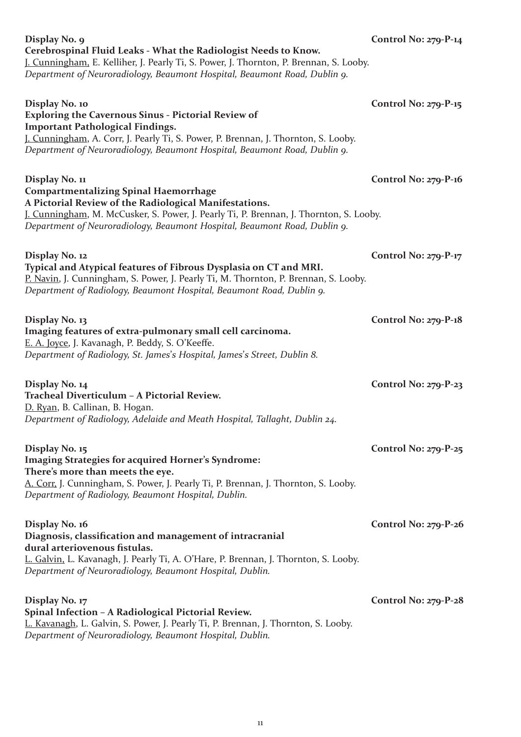**Display No. 9** **Control No: 279-P-14**

**Cerebrospinal Fluid Leaks - What the Radiologist Needs to Know.**

J. Cunningham, E. Kelliher, J. Pearly Ti, S. Power, J. Thornton, P. Brennan, S. Looby.

*Department of Neuroradiology, Beaumont Hospital, Beaumont Road, Dublin 9.*

**Display No. 10** **Control No: 279-P-15**

**Exploring the Cavernous Sinus - Pictorial Review of Important Pathological Findings.**

J. Cunningham, A. Corr, J. Pearly Ti, S. Power, P. Brennan, J. Thornton, S. Looby.

*Department of Neuroradiology, Beaumont Hospital, Beaumont Road, Dublin 9.*

**Display No. 11** **Control No: 279-P-16**

**Compartmentalizing Spinal Haemorrhage**
**A Pictorial Review of the Radiological Manifestations.**

J. Cunningham, M. McCusker, S. Power, J. Pearly Ti, P. Brennan, J. Thornton, S. Looby.

*Department of Neuroradiology, Beaumont Hospital, Beaumont Road, Dublin 9.*

**Display No. 12** **Control No: 279-P-17**

**Typical and Atypical features of Fibrous Dysplasia on CT and MRI.**

P. Navin, J. Cunningham, S. Power, J. Pearly Ti, M. Thornton, P. Brennan, S. Looby.

*Department of Radiology, Beaumont Hospital, Beaumont Road, Dublin 9.*

**Display No. 13** **Control No: 279-P-18**

**Imaging features of extra-pulmonary small cell carcinoma.**

E. A. Joyce, J. Kavanagh, P. Beddy, S. O'Keeffe.

*Department of Radiology, St. James's Hospital, James's Street, Dublin 8.*

**Display No. 14** **Control No: 279-P-23**

**Tracheal Diverticulum – A Pictorial Review.**

D. Ryan, B. Callinan, B. Hogan.

*Department of Radiology, Adelaide and Meath Hospital, Tallaght, Dublin 24.*

**Display No. 15** **Control No: 279-P-25**

**Imaging Strategies for acquired Horner's Syndrome: There's more than meets the eye.**

A. Corr, J. Cunningham, S. Power, J. Pearly Ti, P. Brennan, J. Thornton, S. Looby.

*Department of Radiology, Beaumont Hospital, Dublin.*

**Display No. 16** **Control No: 279-P-26**

**Diagnosis, classification and management of intracranial dural arteriovenous fistulas.**

L. Galvin, L. Kavanagh, J. Pearly Ti, A. O'Hare, P. Brennan, J. Thornton, S. Looby.

*Department of Neuroradiology, Beaumont Hospital, Dublin.*

**Display No. 17** **Control No: 279-P-28**

**Spinal Infection – A Radiological Pictorial Review.**

L. Kavanagh, L. Galvin, S. Power, J. Pearly Ti, P. Brennan, J. Thornton, S. Looby.

*Department of Neuroradiology, Beaumont Hospital, Dublin.*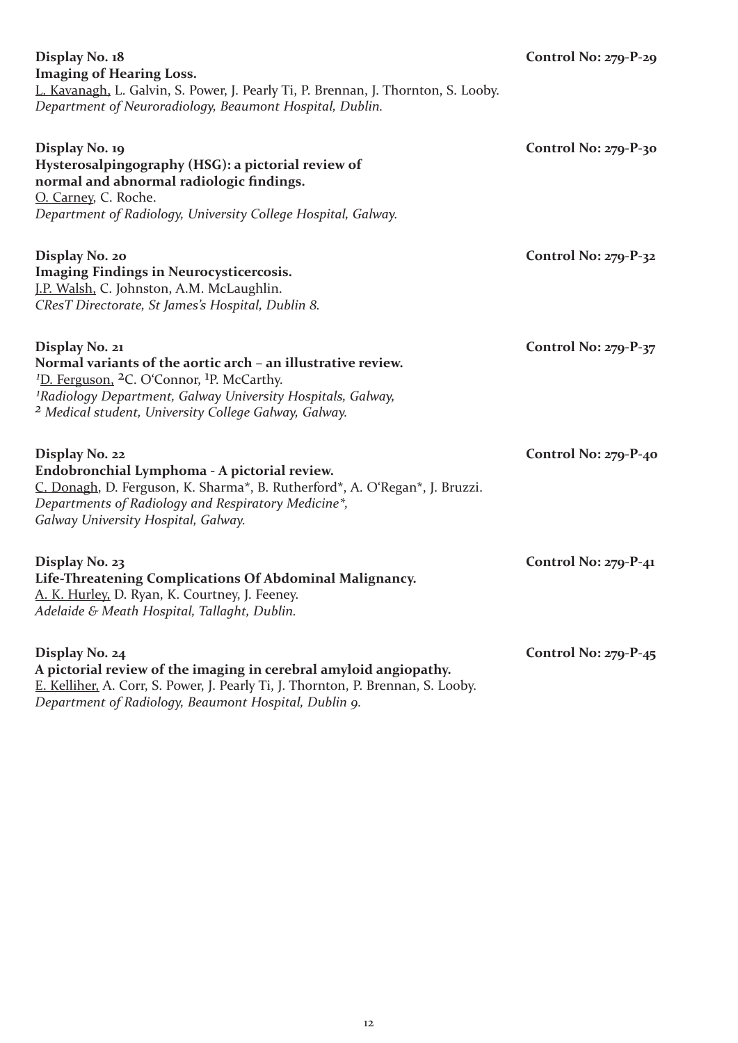**Display No. 18** **Control No: 279-P-29**
**Imaging of Hearing Loss.**
L. Kavanagh, L. Galvin, S. Power, J. Pearly Ti, P. Brennan, J. Thornton, S. Looby.
*Department of Neuroradiology, Beaumont Hospital, Dublin.*

**Display No. 19** **Control No: 279-P-30**
**Hysterosalpingography (HSG): a pictorial review of normal and abnormal radiologic findings.**
O. Carney, C. Roche.
*Department of Radiology, University College Hospital, Galway.*

**Display No. 20** **Control No: 279-P-32**
**Imaging Findings in Neurocysticercosis.**
J.P. Walsh, C. Johnston, A.M. McLaughlin.
*CResT Directorate, St James's Hospital, Dublin 8.*

**Display No. 21** **Control No: 279-P-37**
**Normal variants of the aortic arch – an illustrative review.**
[1]D. Ferguson, [2]C. O'Connor, [1]P. McCarthy.
*[1]Radiology Department, Galway University Hospitals, Galway,*
*[2] Medical student, University College Galway, Galway.*

**Display No. 22** **Control No: 279-P-40**
**Endobronchial Lymphoma - A pictorial review.**
C. Donagh, D. Ferguson, K. Sharma*, B. Rutherford*, A. O'Regan*, J. Bruzzi.
*Departments of Radiology and Respiratory Medicine*,*
*Galway University Hospital, Galway.*

**Display No. 23** **Control No: 279-P-41**
**Life-Threatening Complications Of Abdominal Malignancy.**
A. K. Hurley, D. Ryan, K. Courtney, J. Feeney.
*Adelaide & Meath Hospital, Tallaght, Dublin.*

**Display No. 24** **Control No: 279-P-45**
**A pictorial review of the imaging in cerebral amyloid angiopathy.**
E. Kelliher, A. Corr, S. Power, J. Pearly Ti, J. Thornton, P. Brennan, S. Looby.
*Department of Radiology, Beaumont Hospital, Dublin 9.*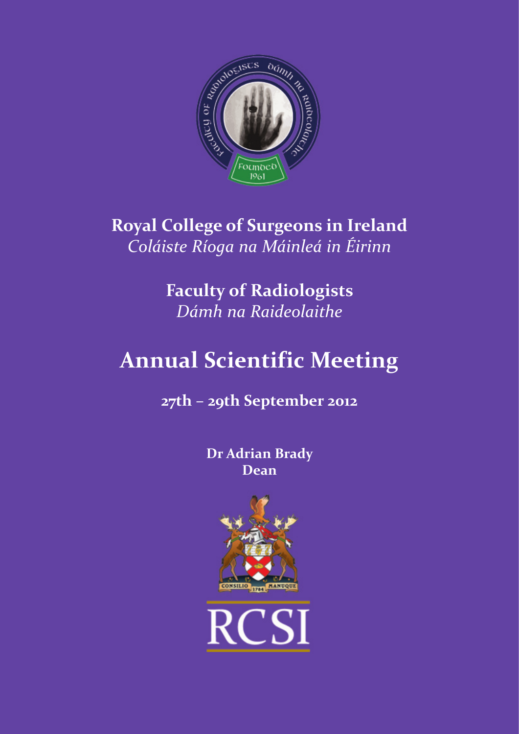**Royal College of Surgeons in Ireland**
*Coláiste Ríoga na Máinleá in Éirinn*

**Faculty of Radiologists**
*Dámh na Raideolaithe*

# Annual Scientific Meeting

**27th – 29th September 2012**

**Dr Adrian Brady**
**Dean**